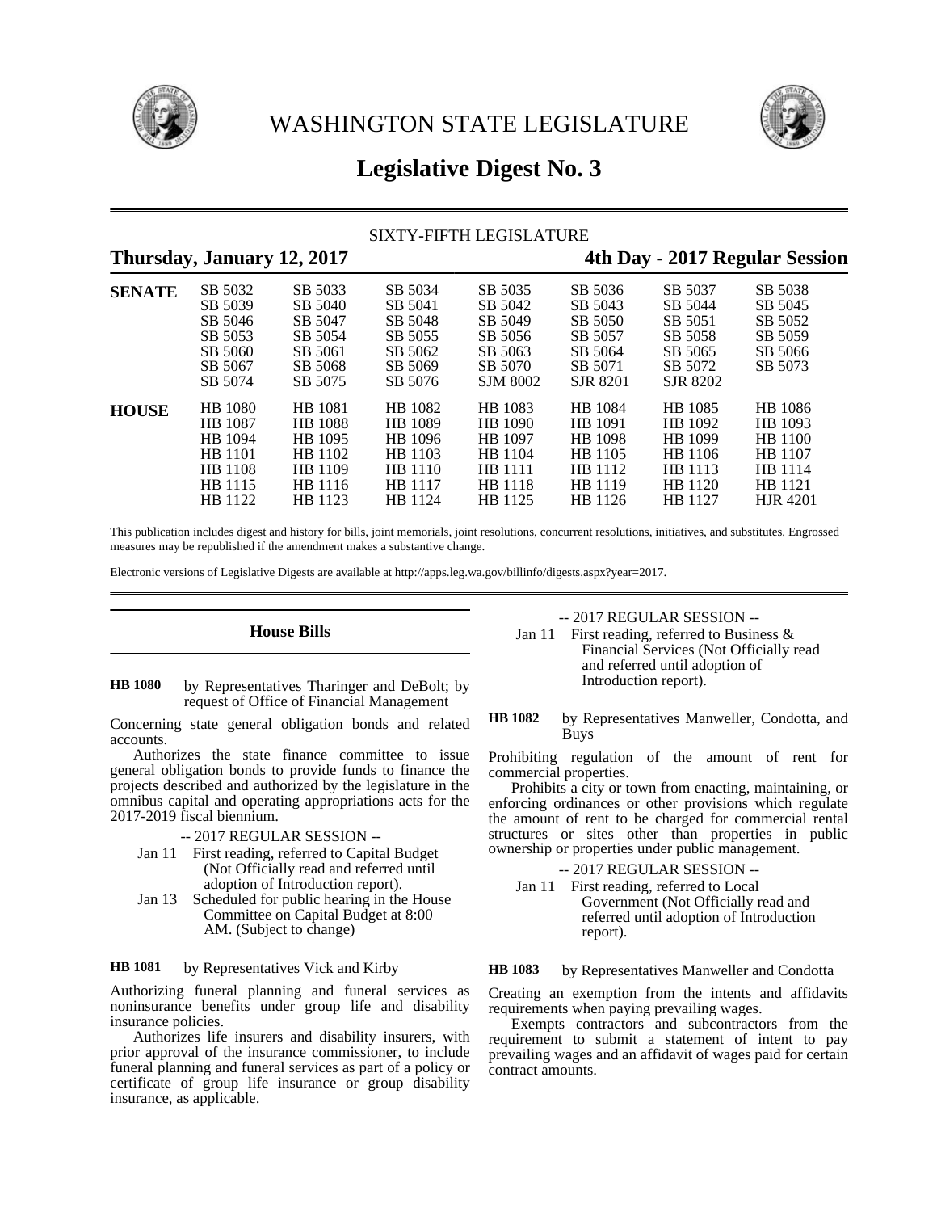# WASHINGTON STATE LEGISLATURE

## Legislative Digest No. 3

SIXTY-FIFTH LEGISLATURE

**Thursday, January 12, 2017** | **4th Day - 2017 Regular Session**

| | | | | | | | |
|---|---|---|---|---|---|---|---|
| **SENATE** | SB 5032 | SB 5033 | SB 5034 | SB 5035 | SB 5036 | SB 5037 | SB 5038 |
| | SB 5039 | SB 5040 | SB 5041 | SB 5042 | SB 5043 | SB 5044 | SB 5045 |
| | SB 5046 | SB 5047 | SB 5048 | SB 5049 | SB 5050 | SB 5051 | SB 5052 |
| | SB 5053 | SB 5054 | SB 5055 | SB 5056 | SB 5057 | SB 5058 | SB 5059 |
| | SB 5060 | SB 5061 | SB 5062 | SB 5063 | SB 5064 | SB 5065 | SB 5066 |
| | SB 5067 | SB 5068 | SB 5069 | SB 5070 | SB 5071 | SB 5072 | SB 5073 |
| | SB 5074 | SB 5075 | SB 5076 | SJM 8002 | SJR 8201 | SJR 8202 | |
| **HOUSE** | HB 1080 | HB 1081 | HB 1082 | HB 1083 | HB 1084 | HB 1085 | HB 1086 |
| | HB 1087 | HB 1088 | HB 1089 | HB 1090 | HB 1091 | HB 1092 | HB 1093 |
| | HB 1094 | HB 1095 | HB 1096 | HB 1097 | HB 1098 | HB 1099 | HB 1100 |
| | HB 1101 | HB 1102 | HB 1103 | HB 1104 | HB 1105 | HB 1106 | HB 1107 |
| | HB 1108 | HB 1109 | HB 1110 | HB 1111 | HB 1112 | HB 1113 | HB 1114 |
| | HB 1115 | HB 1116 | HB 1117 | HB 1118 | HB 1119 | HB 1120 | HB 1121 |
| | HB 1122 | HB 1123 | HB 1124 | HB 1125 | HB 1126 | HB 1127 | HJR 4201 |

This publication includes digest and history for bills, joint memorials, joint resolutions, concurrent resolutions, initiatives, and substitutes. Engrossed measures may be republished if the amendment makes a substantive change.

Electronic versions of Legislative Digests are available at http://apps.leg.wa.gov/billinfo/digests.aspx?year=2017.

### House Bills

**HB 1080** by Representatives Tharinger and DeBolt; by request of Office of Financial Management

Concerning state general obligation bonds and related accounts.

Authorizes the state finance committee to issue general obligation bonds to provide funds to finance the projects described and authorized by the legislature in the omnibus capital and operating appropriations acts for the 2017-2019 fiscal biennium.

-- 2017 REGULAR SESSION --

Jan 11 First reading, referred to Capital Budget (Not Officially read and referred until adoption of Introduction report).

Jan 13 Scheduled for public hearing in the House Committee on Capital Budget at 8:00 AM. (Subject to change)

**HB 1081** by Representatives Vick and Kirby

Authorizing funeral planning and funeral services as noninsurance benefits under group life and disability insurance policies.

Authorizes life insurers and disability insurers, with prior approval of the insurance commissioner, to include funeral planning and funeral services as part of a policy or certificate of group life insurance or group disability insurance, as applicable.

-- 2017 REGULAR SESSION --

Jan 11 First reading, referred to Business & Financial Services (Not Officially read and referred until adoption of Introduction report).

**HB 1082** by Representatives Manweller, Condotta, and Buys

Prohibiting regulation of the amount of rent for commercial properties.

Prohibits a city or town from enacting, maintaining, or enforcing ordinances or other provisions which regulate the amount of rent to be charged for commercial rental structures or sites other than properties in public ownership or properties under public management.

-- 2017 REGULAR SESSION --

Jan 11 First reading, referred to Local Government (Not Officially read and referred until adoption of Introduction report).

**HB 1083** by Representatives Manweller and Condotta

Creating an exemption from the intents and affidavits requirements when paying prevailing wages.

Exempts contractors and subcontractors from the requirement to submit a statement of intent to pay prevailing wages and an affidavit of wages paid for certain contract amounts.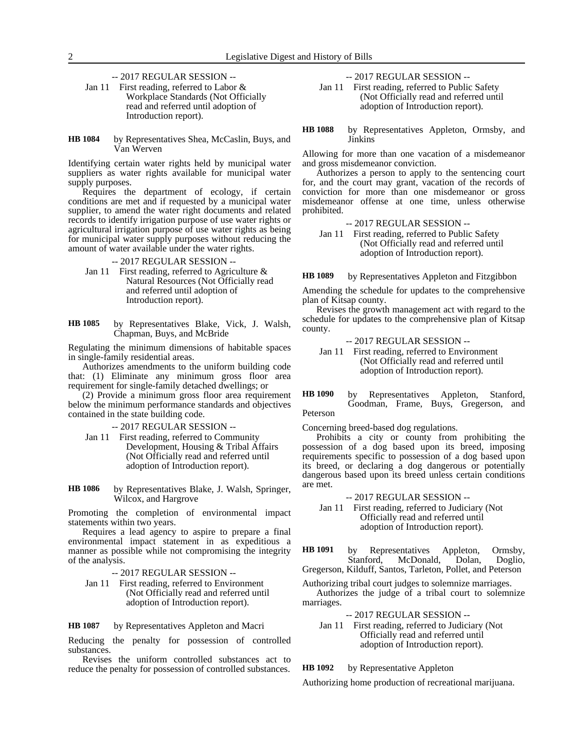-- 2017 REGULAR SESSION --

Jan 11 First reading, referred to Labor & Workplace Standards (Not Officially read and referred until adoption of Introduction report).

**HB 1084** by Representatives Shea, McCaslin, Buys, and Van Werven

Identifying certain water rights held by municipal water suppliers as water rights available for municipal water supply purposes.

Requires the department of ecology, if certain conditions are met and if requested by a municipal water supplier, to amend the water right documents and related records to identify irrigation purpose of use water rights or agricultural irrigation purpose of use water rights as being for municipal water supply purposes without reducing the amount of water available under the water rights.

-- 2017 REGULAR SESSION --

Jan 11 First reading, referred to Agriculture & Natural Resources (Not Officially read and referred until adoption of Introduction report).

**HB 1085** by Representatives Blake, Vick, J. Walsh, Chapman, Buys, and McBride

Regulating the minimum dimensions of habitable spaces in single-family residential areas.

Authorizes amendments to the uniform building code that: (1) Eliminate any minimum gross floor area requirement for single-family detached dwellings; or

(2) Provide a minimum gross floor area requirement below the minimum performance standards and objectives contained in the state building code.

-- 2017 REGULAR SESSION --

Jan 11 First reading, referred to Community Development, Housing & Tribal Affairs (Not Officially read and referred until adoption of Introduction report).

**HB 1086** by Representatives Blake, J. Walsh, Springer, Wilcox, and Hargrove

Promoting the completion of environmental impact statements within two years.

Requires a lead agency to aspire to prepare a final environmental impact statement in as expeditious a manner as possible while not compromising the integrity of the analysis.

-- 2017 REGULAR SESSION --

Jan 11 First reading, referred to Environment (Not Officially read and referred until adoption of Introduction report).

**HB 1087** by Representatives Appleton and Macri

Reducing the penalty for possession of controlled substances.

Revises the uniform controlled substances act to reduce the penalty for possession of controlled substances.

-- 2017 REGULAR SESSION --

Jan 11 First reading, referred to Public Safety (Not Officially read and referred until adoption of Introduction report).

**HB 1088** by Representatives Appleton, Ormsby, and Jinkins

Allowing for more than one vacation of a misdemeanor and gross misdemeanor conviction.

Authorizes a person to apply to the sentencing court for, and the court may grant, vacation of the records of conviction for more than one misdemeanor or gross misdemeanor offense at one time, unless otherwise prohibited.

-- 2017 REGULAR SESSION --

Jan 11 First reading, referred to Public Safety (Not Officially read and referred until adoption of Introduction report).

**HB 1089** by Representatives Appleton and Fitzgibbon

Amending the schedule for updates to the comprehensive plan of Kitsap county.

Revises the growth management act with regard to the schedule for updates to the comprehensive plan of Kitsap county.

-- 2017 REGULAR SESSION --

Jan 11 First reading, referred to Environment (Not Officially read and referred until adoption of Introduction report).

**HB 1090** by Representatives Appleton, Stanford, Goodman, Frame, Buys, Gregerson, and Peterson

Concerning breed-based dog regulations.

Prohibits a city or county from prohibiting the possession of a dog based upon its breed, imposing requirements specific to possession of a dog based upon its breed, or declaring a dog dangerous or potentially dangerous based upon its breed unless certain conditions are met.

-- 2017 REGULAR SESSION --

Jan 11 First reading, referred to Judiciary (Not Officially read and referred until adoption of Introduction report).

**HB 1091** by Representatives Appleton, Ormsby, Stanford, McDonald, Dolan, Doglio, Gregerson, Kilduff, Santos, Tarleton, Pollet, and Peterson

Authorizing tribal court judges to solemnize marriages.

Authorizes the judge of a tribal court to solemnize marriages.

-- 2017 REGULAR SESSION --

Jan 11 First reading, referred to Judiciary (Not Officially read and referred until adoption of Introduction report).

**HB 1092** by Representative Appleton

Authorizing home production of recreational marijuana.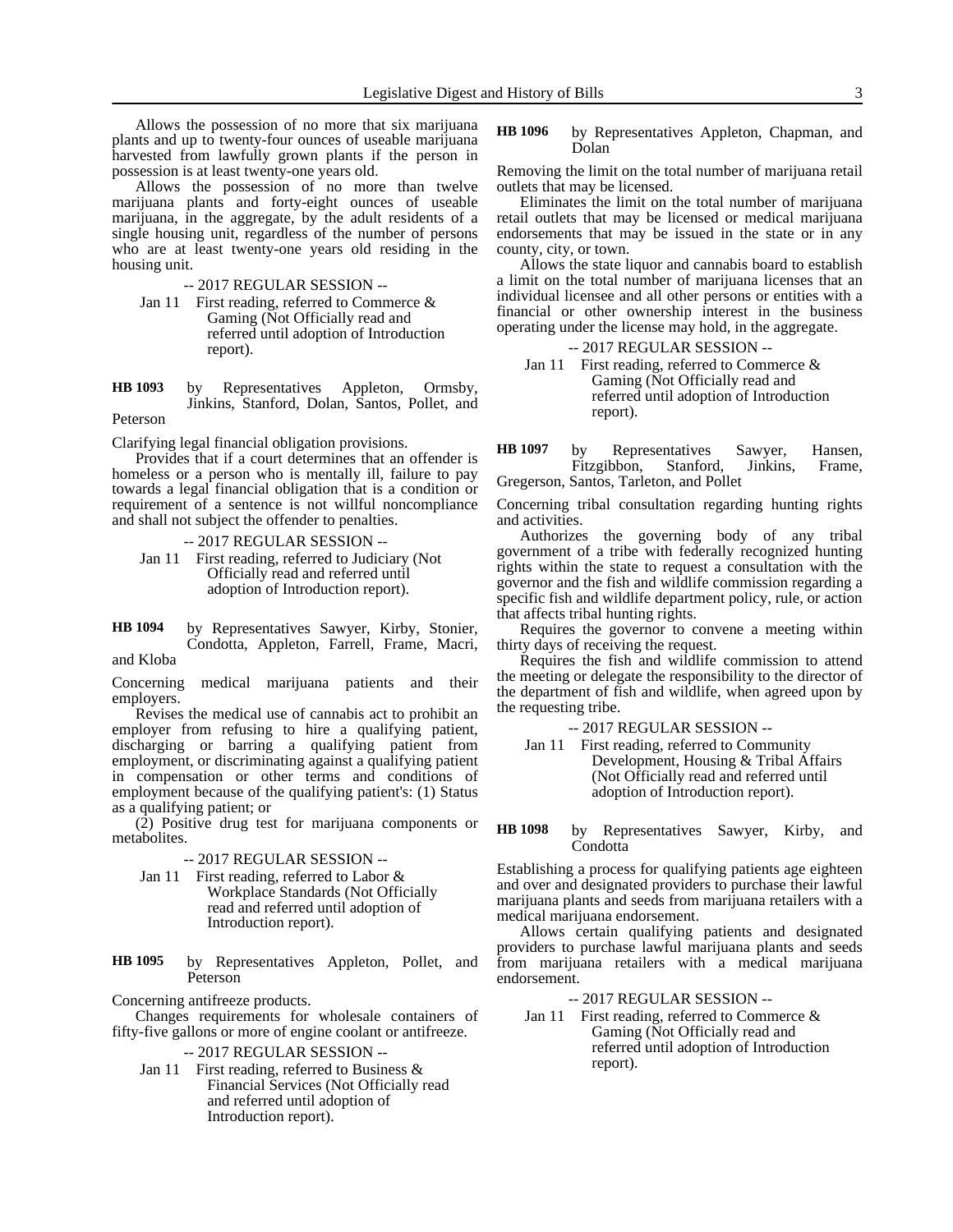Allows the possession of no more that six marijuana plants and up to twenty-four ounces of useable marijuana harvested from lawfully grown plants if the person in possession is at least twenty-one years old.

Allows the possession of no more than twelve marijuana plants and forty-eight ounces of useable marijuana, in the aggregate, by the adult residents of a single housing unit, regardless of the number of persons who are at least twenty-one years old residing in the housing unit.

-- 2017 REGULAR SESSION --

Jan 11 First reading, referred to Commerce & Gaming (Not Officially read and referred until adoption of Introduction report).

**HB 1093** by Representatives Appleton, Ormsby, Jinkins, Stanford, Dolan, Santos, Pollet, and Peterson

Clarifying legal financial obligation provisions.

Provides that if a court determines that an offender is homeless or a person who is mentally ill, failure to pay towards a legal financial obligation that is a condition or requirement of a sentence is not willful noncompliance and shall not subject the offender to penalties.

-- 2017 REGULAR SESSION --

Jan 11 First reading, referred to Judiciary (Not Officially read and referred until adoption of Introduction report).

**HB 1094** by Representatives Sawyer, Kirby, Stonier, Condotta, Appleton, Farrell, Frame, Macri, and Kloba

Concerning medical marijuana patients and their employers.

Revises the medical use of cannabis act to prohibit an employer from refusing to hire a qualifying patient, discharging or barring a qualifying patient from employment, or discriminating against a qualifying patient in compensation or other terms and conditions of employment because of the qualifying patient's: (1) Status as a qualifying patient; or

(2) Positive drug test for marijuana components or metabolites.

-- 2017 REGULAR SESSION --

Jan 11 First reading, referred to Labor & Workplace Standards (Not Officially read and referred until adoption of Introduction report).

**HB 1095** by Representatives Appleton, Pollet, and Peterson

Concerning antifreeze products.

Changes requirements for wholesale containers of fifty-five gallons or more of engine coolant or antifreeze.

-- 2017 REGULAR SESSION --

Jan 11 First reading, referred to Business & Financial Services (Not Officially read and referred until adoption of Introduction report).

**HB 1096** by Representatives Appleton, Chapman, and Dolan

Removing the limit on the total number of marijuana retail outlets that may be licensed.

Eliminates the limit on the total number of marijuana retail outlets that may be licensed or medical marijuana endorsements that may be issued in the state or in any county, city, or town.

Allows the state liquor and cannabis board to establish a limit on the total number of marijuana licenses that an individual licensee and all other persons or entities with a financial or other ownership interest in the business operating under the license may hold, in the aggregate.

-- 2017 REGULAR SESSION --

Jan 11 First reading, referred to Commerce & Gaming (Not Officially read and referred until adoption of Introduction report).

**HB 1097** by Representatives Sawyer, Hansen, Fitzgibbon, Stanford, Jinkins, Frame, Gregerson, Santos, Tarleton, and Pollet

Concerning tribal consultation regarding hunting rights and activities.

Authorizes the governing body of any tribal government of a tribe with federally recognized hunting rights within the state to request a consultation with the governor and the fish and wildlife commission regarding a specific fish and wildlife department policy, rule, or action that affects tribal hunting rights.

Requires the governor to convene a meeting within thirty days of receiving the request.

Requires the fish and wildlife commission to attend the meeting or delegate the responsibility to the director of the department of fish and wildlife, when agreed upon by the requesting tribe.

-- 2017 REGULAR SESSION --

Jan 11 First reading, referred to Community Development, Housing & Tribal Affairs (Not Officially read and referred until adoption of Introduction report).

**HB 1098** by Representatives Sawyer, Kirby, and Condotta

Establishing a process for qualifying patients age eighteen and over and designated providers to purchase their lawful marijuana plants and seeds from marijuana retailers with a medical marijuana endorsement.

Allows certain qualifying patients and designated providers to purchase lawful marijuana plants and seeds from marijuana retailers with a medical marijuana endorsement.

-- 2017 REGULAR SESSION --

Jan 11 First reading, referred to Commerce & Gaming (Not Officially read and referred until adoption of Introduction report).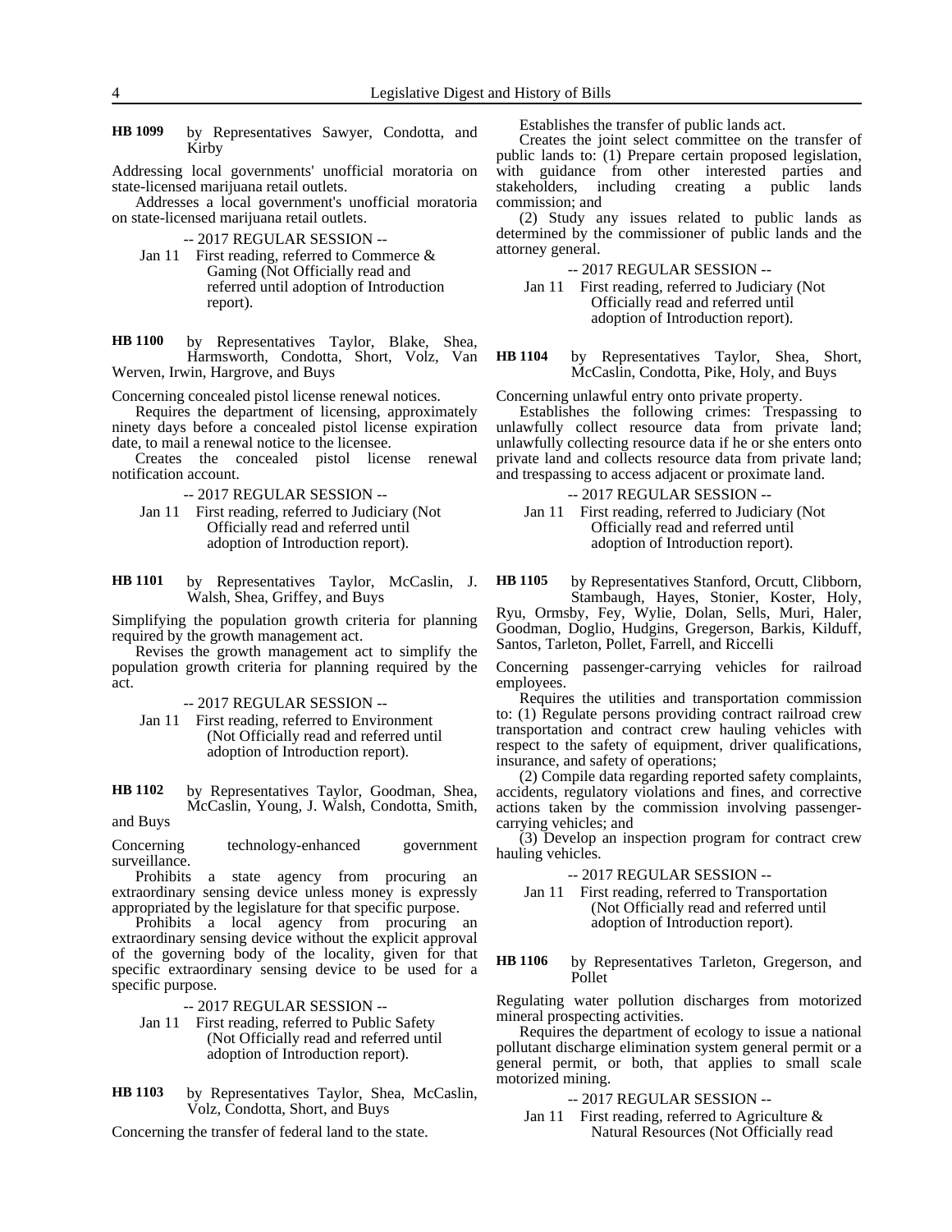**HB 1099** by Representatives Sawyer, Condotta, and Kirby

Addressing local governments' unofficial moratoria on state-licensed marijuana retail outlets.

Addresses a local government's unofficial moratoria on state-licensed marijuana retail outlets.

-- 2017 REGULAR SESSION --

Jan 11 First reading, referred to Commerce & Gaming (Not Officially read and referred until adoption of Introduction report).

**HB 1100** by Representatives Taylor, Blake, Shea, Harmsworth, Condotta, Short, Volz, Van Werven, Irwin, Hargrove, and Buys

Concerning concealed pistol license renewal notices.

Requires the department of licensing, approximately ninety days before a concealed pistol license expiration date, to mail a renewal notice to the licensee.

Creates the concealed pistol license renewal notification account.

-- 2017 REGULAR SESSION --

Jan 11 First reading, referred to Judiciary (Not Officially read and referred until adoption of Introduction report).

**HB 1101** by Representatives Taylor, McCaslin, J. Walsh, Shea, Griffey, and Buys

Simplifying the population growth criteria for planning required by the growth management act.

Revises the growth management act to simplify the population growth criteria for planning required by the act.

-- 2017 REGULAR SESSION --

Jan 11 First reading, referred to Environment (Not Officially read and referred until adoption of Introduction report).

**HB 1102** by Representatives Taylor, Goodman, Shea, McCaslin, Young, J. Walsh, Condotta, Smith, and Buys

Concerning technology-enhanced government surveillance.

Prohibits a state agency from procuring an extraordinary sensing device unless money is expressly appropriated by the legislature for that specific purpose.

Prohibits a local agency from procuring an extraordinary sensing device without the explicit approval of the governing body of the locality, given for that specific extraordinary sensing device to be used for a specific purpose.

-- 2017 REGULAR SESSION --

Jan 11 First reading, referred to Public Safety (Not Officially read and referred until adoption of Introduction report).

**HB 1103** by Representatives Taylor, Shea, McCaslin, Volz, Condotta, Short, and Buys

Concerning the transfer of federal land to the state.

Establishes the transfer of public lands act.

Creates the joint select committee on the transfer of public lands to: (1) Prepare certain proposed legislation, with guidance from other interested parties and stakeholders, including creating a public lands commission; and

(2) Study any issues related to public lands as determined by the commissioner of public lands and the attorney general.

-- 2017 REGULAR SESSION --

Jan 11 First reading, referred to Judiciary (Not Officially read and referred until adoption of Introduction report).

**HB 1104** by Representatives Taylor, Shea, Short, McCaslin, Condotta, Pike, Holy, and Buys

Concerning unlawful entry onto private property.

Establishes the following crimes: Trespassing to unlawfully collect resource data from private land; unlawfully collecting resource data if he or she enters onto private land and collects resource data from private land; and trespassing to access adjacent or proximate land.

-- 2017 REGULAR SESSION --

Jan 11 First reading, referred to Judiciary (Not Officially read and referred until adoption of Introduction report).

**HB 1105** by Representatives Stanford, Orcutt, Clibborn, Stambaugh, Hayes, Stonier, Koster, Holy, Ryu, Ormsby, Fey, Wylie, Dolan, Sells, Muri, Haler, Goodman, Doglio, Hudgins, Gregerson, Barkis, Kilduff, Santos, Tarleton, Pollet, Farrell, and Riccelli

Concerning passenger-carrying vehicles for railroad employees.

Requires the utilities and transportation commission to: (1) Regulate persons providing contract railroad crew transportation and contract crew hauling vehicles with respect to the safety of equipment, driver qualifications, insurance, and safety of operations;

(2) Compile data regarding reported safety complaints, accidents, regulatory violations and fines, and corrective actions taken by the commission involving passenger-carrying vehicles; and

(3) Develop an inspection program for contract crew hauling vehicles.

-- 2017 REGULAR SESSION --

Jan 11 First reading, referred to Transportation (Not Officially read and referred until adoption of Introduction report).

**HB 1106** by Representatives Tarleton, Gregerson, and Pollet

Regulating water pollution discharges from motorized mineral prospecting activities.

Requires the department of ecology to issue a national pollutant discharge elimination system general permit or a general permit, or both, that applies to small scale motorized mining.

-- 2017 REGULAR SESSION --

Jan 11 First reading, referred to Agriculture & Natural Resources (Not Officially read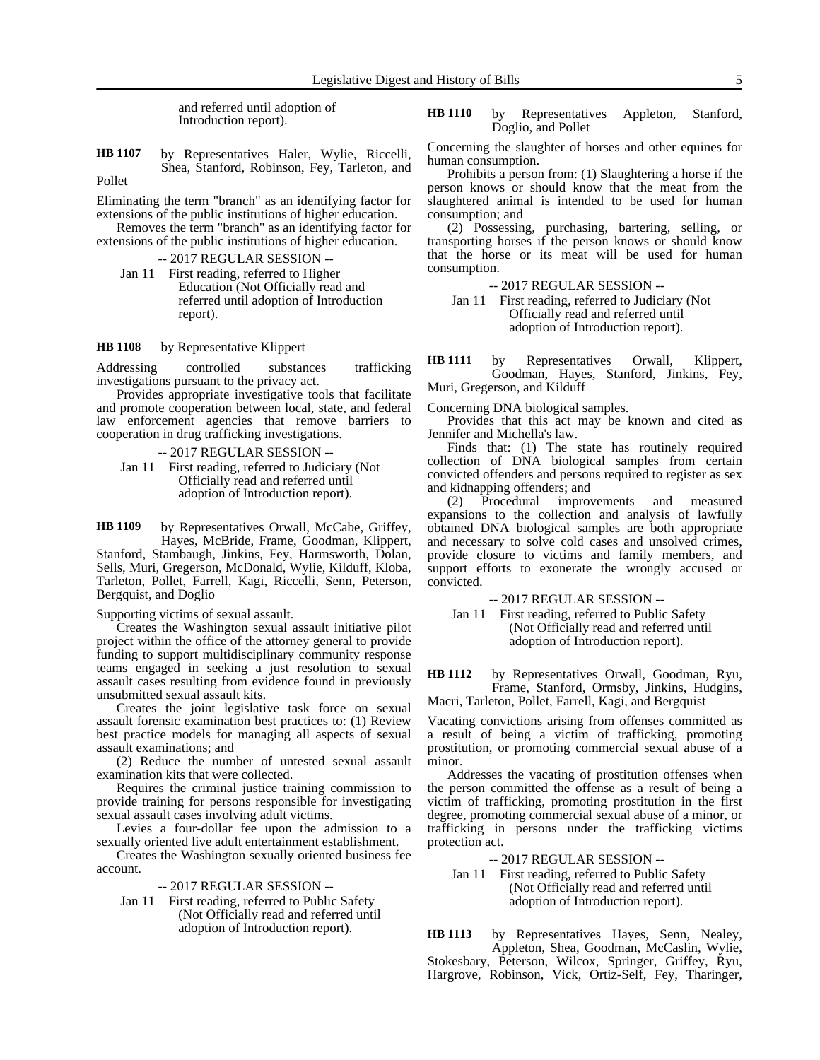and referred until adoption of Introduction report).

**HB 1107** by Representatives Haler, Wylie, Riccelli, Shea, Stanford, Robinson, Fey, Tarleton, and Pollet

Eliminating the term "branch" as an identifying factor for extensions of the public institutions of higher education.

Removes the term "branch" as an identifying factor for extensions of the public institutions of higher education.

-- 2017 REGULAR SESSION --

Jan 11 First reading, referred to Higher Education (Not Officially read and referred until adoption of Introduction report).

**HB 1108** by Representative Klippert

Addressing controlled substances trafficking investigations pursuant to the privacy act.

Provides appropriate investigative tools that facilitate and promote cooperation between local, state, and federal law enforcement agencies that remove barriers to cooperation in drug trafficking investigations.

-- 2017 REGULAR SESSION --

Jan 11 First reading, referred to Judiciary (Not Officially read and referred until adoption of Introduction report).

**HB 1109** by Representatives Orwall, McCabe, Griffey, Hayes, McBride, Frame, Goodman, Klippert, Stanford, Stambaugh, Jinkins, Fey, Harmsworth, Dolan, Sells, Muri, Gregerson, McDonald, Wylie, Kilduff, Kloba, Tarleton, Pollet, Farrell, Kagi, Riccelli, Senn, Peterson, Bergquist, and Doglio

Supporting victims of sexual assault.

Creates the Washington sexual assault initiative pilot project within the office of the attorney general to provide funding to support multidisciplinary community response teams engaged in seeking a just resolution to sexual assault cases resulting from evidence found in previously unsubmitted sexual assault kits.

Creates the joint legislative task force on sexual assault forensic examination best practices to: (1) Review best practice models for managing all aspects of sexual assault examinations; and

(2) Reduce the number of untested sexual assault examination kits that were collected.

Requires the criminal justice training commission to provide training for persons responsible for investigating sexual assault cases involving adult victims.

Levies a four-dollar fee upon the admission to a sexually oriented live adult entertainment establishment.

Creates the Washington sexually oriented business fee account.

-- 2017 REGULAR SESSION --

Jan 11 First reading, referred to Public Safety (Not Officially read and referred until adoption of Introduction report).

**HB 1110** by Representatives Appleton, Stanford, Doglio, and Pollet

Concerning the slaughter of horses and other equines for human consumption.

Prohibits a person from: (1) Slaughtering a horse if the person knows or should know that the meat from the slaughtered animal is intended to be used for human consumption; and

(2) Possessing, purchasing, bartering, selling, or transporting horses if the person knows or should know that the horse or its meat will be used for human consumption.

-- 2017 REGULAR SESSION --

Jan 11 First reading, referred to Judiciary (Not Officially read and referred until adoption of Introduction report).

**HB 1111** by Representatives Orwall, Klippert, Goodman, Hayes, Stanford, Jinkins, Fey, Muri, Gregerson, and Kilduff

Concerning DNA biological samples.

Provides that this act may be known and cited as Jennifer and Michella's law.

Finds that: (1) The state has routinely required collection of DNA biological samples from certain convicted offenders and persons required to register as sex and kidnapping offenders; and

(2) Procedural improvements and measured expansions to the collection and analysis of lawfully obtained DNA biological samples are both appropriate and necessary to solve cold cases and unsolved crimes, provide closure to victims and family members, and support efforts to exonerate the wrongly accused or convicted.

-- 2017 REGULAR SESSION --

Jan 11 First reading, referred to Public Safety (Not Officially read and referred until adoption of Introduction report).

**HB 1112** by Representatives Orwall, Goodman, Ryu, Frame, Stanford, Ormsby, Jinkins, Hudgins, Macri, Tarleton, Pollet, Farrell, Kagi, and Bergquist

Vacating convictions arising from offenses committed as a result of being a victim of trafficking, promoting prostitution, or promoting commercial sexual abuse of a minor.

Addresses the vacating of prostitution offenses when the person committed the offense as a result of being a victim of trafficking, promoting prostitution in the first degree, promoting commercial sexual abuse of a minor, or trafficking in persons under the trafficking victims protection act.

-- 2017 REGULAR SESSION --

Jan 11 First reading, referred to Public Safety (Not Officially read and referred until adoption of Introduction report).

**HB 1113** by Representatives Hayes, Senn, Nealey, Appleton, Shea, Goodman, McCaslin, Wylie, Stokesbary, Peterson, Wilcox, Springer, Griffey, Ryu, Hargrove, Robinson, Vick, Ortiz-Self, Fey, Tharinger,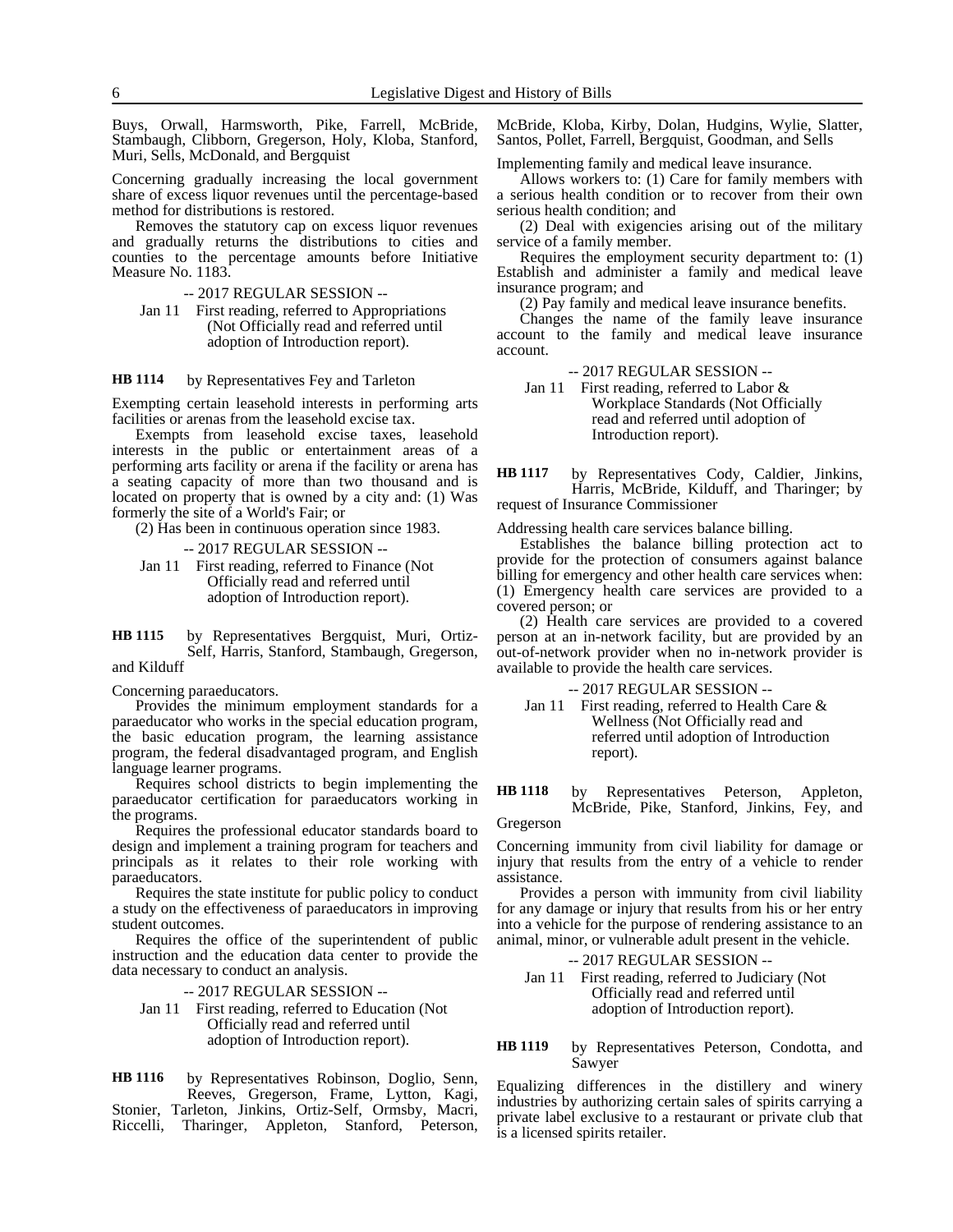Buys, Orwall, Harmsworth, Pike, Farrell, McBride, Stambaugh, Clibborn, Gregerson, Holy, Kloba, Stanford, Muri, Sells, McDonald, and Bergquist

Concerning gradually increasing the local government share of excess liquor revenues until the percentage-based method for distributions is restored.

Removes the statutory cap on excess liquor revenues and gradually returns the distributions to cities and counties to the percentage amounts before Initiative Measure No. 1183.

-- 2017 REGULAR SESSION --

Jan 11 First reading, referred to Appropriations (Not Officially read and referred until adoption of Introduction report).

**HB 1114** by Representatives Fey and Tarleton

Exempting certain leasehold interests in performing arts facilities or arenas from the leasehold excise tax.

Exempts from leasehold excise taxes, leasehold interests in the public or entertainment areas of a performing arts facility or arena if the facility or arena has a seating capacity of more than two thousand and is located on property that is owned by a city and: (1) Was formerly the site of a World's Fair; or

(2) Has been in continuous operation since 1983.

-- 2017 REGULAR SESSION --

Jan 11 First reading, referred to Finance (Not Officially read and referred until adoption of Introduction report).

**HB 1115** by Representatives Bergquist, Muri, Ortiz-Self, Harris, Stanford, Stambaugh, Gregerson, and Kilduff

Concerning paraeducators.

Provides the minimum employment standards for a paraeducator who works in the special education program, the basic education program, the learning assistance program, the federal disadvantaged program, and English language learner programs.

Requires school districts to begin implementing the paraeducator certification for paraeducators working in the programs.

Requires the professional educator standards board to design and implement a training program for teachers and principals as it relates to their role working with paraeducators.

Requires the state institute for public policy to conduct a study on the effectiveness of paraeducators in improving student outcomes.

Requires the office of the superintendent of public instruction and the education data center to provide the data necessary to conduct an analysis.

-- 2017 REGULAR SESSION --

Jan 11 First reading, referred to Education (Not Officially read and referred until adoption of Introduction report).

**HB 1116** by Representatives Robinson, Doglio, Senn, Reeves, Gregerson, Frame, Lytton, Kagi, Stonier, Tarleton, Jinkins, Ortiz-Self, Ormsby, Macri, Riccelli, Tharinger, Appleton, Stanford, Peterson, McBride, Kloba, Kirby, Dolan, Hudgins, Wylie, Slatter, Santos, Pollet, Farrell, Bergquist, Goodman, and Sells

Implementing family and medical leave insurance.

Allows workers to: (1) Care for family members with a serious health condition or to recover from their own serious health condition; and

(2) Deal with exigencies arising out of the military service of a family member.

Requires the employment security department to: (1) Establish and administer a family and medical leave insurance program; and

(2) Pay family and medical leave insurance benefits.

Changes the name of the family leave insurance account to the family and medical leave insurance account.

-- 2017 REGULAR SESSION --

Jan 11 First reading, referred to Labor & Workplace Standards (Not Officially read and referred until adoption of Introduction report).

**HB 1117** by Representatives Cody, Caldier, Jinkins, Harris, McBride, Kilduff, and Tharinger; by request of Insurance Commissioner

Addressing health care services balance billing.

Establishes the balance billing protection act to provide for the protection of consumers against balance billing for emergency and other health care services when: (1) Emergency health care services are provided to a covered person; or

(2) Health care services are provided to a covered person at an in-network facility, but are provided by an out-of-network provider when no in-network provider is available to provide the health care services.

-- 2017 REGULAR SESSION --

Jan 11 First reading, referred to Health Care & Wellness (Not Officially read and referred until adoption of Introduction report).

**HB 1118** by Representatives Peterson, Appleton, McBride, Pike, Stanford, Jinkins, Fey, and Gregerson

Concerning immunity from civil liability for damage or injury that results from the entry of a vehicle to render assistance.

Provides a person with immunity from civil liability for any damage or injury that results from his or her entry into a vehicle for the purpose of rendering assistance to an animal, minor, or vulnerable adult present in the vehicle.

-- 2017 REGULAR SESSION --

Jan 11 First reading, referred to Judiciary (Not Officially read and referred until adoption of Introduction report).

**HB 1119** by Representatives Peterson, Condotta, and Sawyer

Equalizing differences in the distillery and winery industries by authorizing certain sales of spirits carrying a private label exclusive to a restaurant or private club that is a licensed spirits retailer.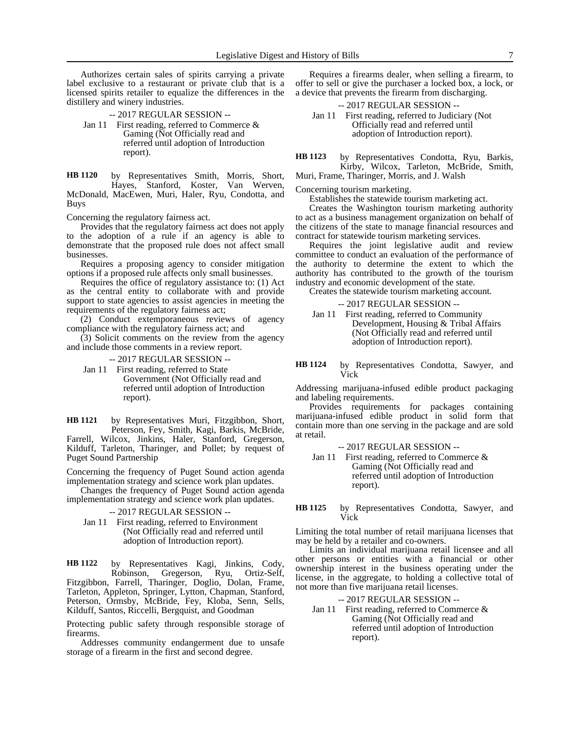Authorizes certain sales of spirits carrying a private label exclusive to a restaurant or private club that is a licensed spirits retailer to equalize the differences in the distillery and winery industries.

-- 2017 REGULAR SESSION --

Jan 11 First reading, referred to Commerce & Gaming (Not Officially read and referred until adoption of Introduction report).

**HB 1120** by Representatives Smith, Morris, Short, Hayes, Stanford, Koster, Van Werven, McDonald, MacEwen, Muri, Haler, Ryu, Condotta, and Buys

Concerning the regulatory fairness act.

Provides that the regulatory fairness act does not apply to the adoption of a rule if an agency is able to demonstrate that the proposed rule does not affect small businesses.

Requires a proposing agency to consider mitigation options if a proposed rule affects only small businesses.

Requires the office of regulatory assistance to: (1) Act as the central entity to collaborate with and provide support to state agencies to assist agencies in meeting the requirements of the regulatory fairness act;

(2) Conduct extemporaneous reviews of agency compliance with the regulatory fairness act; and

(3) Solicit comments on the review from the agency and include those comments in a review report.

-- 2017 REGULAR SESSION --

Jan 11 First reading, referred to State Government (Not Officially read and referred until adoption of Introduction report).

**HB 1121** by Representatives Muri, Fitzgibbon, Short, Peterson, Fey, Smith, Kagi, Barkis, McBride, Farrell, Wilcox, Jinkins, Haler, Stanford, Gregerson, Kilduff, Tarleton, Tharinger, and Pollet; by request of Puget Sound Partnership

Concerning the frequency of Puget Sound action agenda implementation strategy and science work plan updates.

Changes the frequency of Puget Sound action agenda implementation strategy and science work plan updates.

-- 2017 REGULAR SESSION --

Jan 11 First reading, referred to Environment (Not Officially read and referred until adoption of Introduction report).

**HB 1122** by Representatives Kagi, Jinkins, Cody, Robinson, Gregerson, Ryu, Ortiz-Self, Fitzgibbon, Farrell, Tharinger, Doglio, Dolan, Frame, Tarleton, Appleton, Springer, Lytton, Chapman, Stanford, Peterson, Ormsby, McBride, Fey, Kloba, Senn, Sells, Kilduff, Santos, Riccelli, Bergquist, and Goodman

Protecting public safety through responsible storage of firearms.

Addresses community endangerment due to unsafe storage of a firearm in the first and second degree.

Requires a firearms dealer, when selling a firearm, to offer to sell or give the purchaser a locked box, a lock, or a device that prevents the firearm from discharging.

-- 2017 REGULAR SESSION --

Jan 11 First reading, referred to Judiciary (Not Officially read and referred until adoption of Introduction report).

**HB 1123** by Representatives Condotta, Ryu, Barkis, Kirby, Wilcox, Tarleton, McBride, Smith, Muri, Frame, Tharinger, Morris, and J. Walsh

Concerning tourism marketing.

Establishes the statewide tourism marketing act.

Creates the Washington tourism marketing authority to act as a business management organization on behalf of the citizens of the state to manage financial resources and contract for statewide tourism marketing services.

Requires the joint legislative audit and review committee to conduct an evaluation of the performance of the authority to determine the extent to which the authority has contributed to the growth of the tourism industry and economic development of the state.

Creates the statewide tourism marketing account.

-- 2017 REGULAR SESSION --

Jan 11 First reading, referred to Community Development, Housing & Tribal Affairs (Not Officially read and referred until adoption of Introduction report).

**HB 1124** by Representatives Condotta, Sawyer, and Vick

Addressing marijuana-infused edible product packaging and labeling requirements.

Provides requirements for packages containing marijuana-infused edible product in solid form that contain more than one serving in the package and are sold at retail.

-- 2017 REGULAR SESSION --

Jan 11 First reading, referred to Commerce & Gaming (Not Officially read and referred until adoption of Introduction report).

**HB 1125** by Representatives Condotta, Sawyer, and Vick

Limiting the total number of retail marijuana licenses that may be held by a retailer and co-owners.

Limits an individual marijuana retail licensee and all other persons or entities with a financial or other ownership interest in the business operating under the license, in the aggregate, to holding a collective total of not more than five marijuana retail licenses.

-- 2017 REGULAR SESSION --

Jan 11 First reading, referred to Commerce & Gaming (Not Officially read and referred until adoption of Introduction report).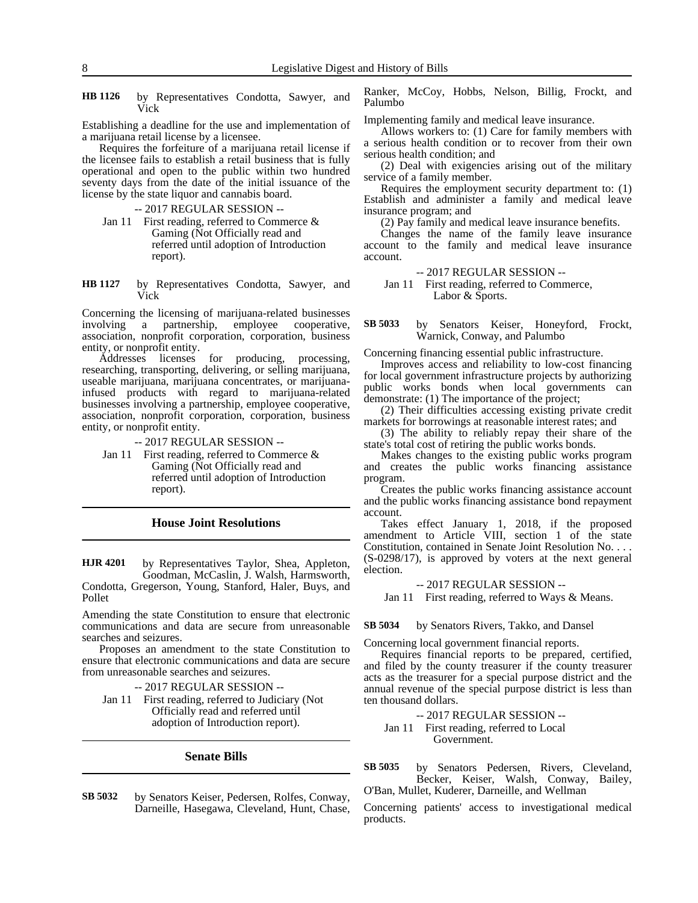**HB 1126** by Representatives Condotta, Sawyer, and Vick

Establishing a deadline for the use and implementation of a marijuana retail license by a licensee.

Requires the forfeiture of a marijuana retail license if the licensee fails to establish a retail business that is fully operational and open to the public within two hundred seventy days from the date of the initial issuance of the license by the state liquor and cannabis board.

-- 2017 REGULAR SESSION --

Jan 11 First reading, referred to Commerce & Gaming (Not Officially read and referred until adoption of Introduction report).

**HB 1127** by Representatives Condotta, Sawyer, and Vick

Concerning the licensing of marijuana-related businesses involving a partnership, employee cooperative, association, nonprofit corporation, corporation, business entity, or nonprofit entity.

Addresses licenses for producing, processing, researching, transporting, delivering, or selling marijuana, useable marijuana, marijuana concentrates, or marijuana-infused products with regard to marijuana-related businesses involving a partnership, employee cooperative, association, nonprofit corporation, corporation, business entity, or nonprofit entity.

-- 2017 REGULAR SESSION --

Jan 11 First reading, referred to Commerce & Gaming (Not Officially read and referred until adoption of Introduction report).

## House Joint Resolutions

**HJR 4201** by Representatives Taylor, Shea, Appleton, Goodman, McCaslin, J. Walsh, Harmsworth, Condotta, Gregerson, Young, Stanford, Haler, Buys, and Pollet

Amending the state Constitution to ensure that electronic communications and data are secure from unreasonable searches and seizures.

Proposes an amendment to the state Constitution to ensure that electronic communications and data are secure from unreasonable searches and seizures.

-- 2017 REGULAR SESSION --

Jan 11 First reading, referred to Judiciary (Not Officially read and referred until adoption of Introduction report).

## Senate Bills

**SB 5032** by Senators Keiser, Pedersen, Rolfes, Conway, Darneille, Hasegawa, Cleveland, Hunt, Chase, Ranker, McCoy, Hobbs, Nelson, Billig, Frockt, and Palumbo

Implementing family and medical leave insurance.

Allows workers to: (1) Care for family members with a serious health condition or to recover from their own serious health condition; and

(2) Deal with exigencies arising out of the military service of a family member.

Requires the employment security department to: (1) Establish and administer a family and medical leave insurance program; and

(2) Pay family and medical leave insurance benefits.

Changes the name of the family leave insurance account to the family and medical leave insurance account.

-- 2017 REGULAR SESSION --

Jan 11 First reading, referred to Commerce, Labor & Sports.

**SB 5033** by Senators Keiser, Honeyford, Frockt, Warnick, Conway, and Palumbo

Concerning financing essential public infrastructure.

Improves access and reliability to low-cost financing for local government infrastructure projects by authorizing public works bonds when local governments can demonstrate: (1) The importance of the project;

(2) Their difficulties accessing existing private credit markets for borrowings at reasonable interest rates; and

(3) The ability to reliably repay their share of the state's total cost of retiring the public works bonds.

Makes changes to the existing public works program and creates the public works financing assistance program.

Creates the public works financing assistance account and the public works financing assistance bond repayment account.

Takes effect January 1, 2018, if the proposed amendment to Article VIII, section 1 of the state Constitution, contained in Senate Joint Resolution No. . . . (S-0298/17), is approved by voters at the next general election.

-- 2017 REGULAR SESSION --

Jan 11 First reading, referred to Ways & Means.

**SB 5034** by Senators Rivers, Takko, and Dansel

Concerning local government financial reports.

Requires financial reports to be prepared, certified, and filed by the county treasurer if the county treasurer acts as the treasurer for a special purpose district and the annual revenue of the special purpose district is less than ten thousand dollars.

-- 2017 REGULAR SESSION --

Jan 11 First reading, referred to Local Government.

**SB 5035** by Senators Pedersen, Rivers, Cleveland, Becker, Keiser, Walsh, Conway, Bailey, O'Ban, Mullet, Kuderer, Darneille, and Wellman

Concerning patients' access to investigational medical products.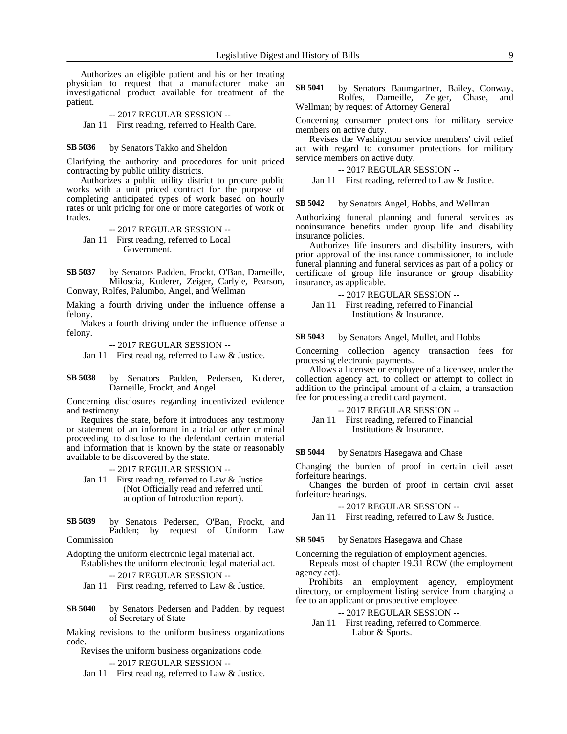Authorizes an eligible patient and his or her treating physician to request that a manufacturer make an investigational product available for treatment of the patient.

-- 2017 REGULAR SESSION --

Jan 11 First reading, referred to Health Care.

**SB 5036** by Senators Takko and Sheldon

Clarifying the authority and procedures for unit priced contracting by public utility districts.

Authorizes a public utility district to procure public works with a unit priced contract for the purpose of completing anticipated types of work based on hourly rates or unit pricing for one or more categories of work or trades.

-- 2017 REGULAR SESSION --

Jan 11 First reading, referred to Local Government.

**SB 5037** by Senators Padden, Frockt, O'Ban, Darneille, Miloscia, Kuderer, Zeiger, Carlyle, Pearson, Conway, Rolfes, Palumbo, Angel, and Wellman

Making a fourth driving under the influence offense a felony.

Makes a fourth driving under the influence offense a felony.

-- 2017 REGULAR SESSION --

Jan 11 First reading, referred to Law & Justice.

**SB 5038** by Senators Padden, Pedersen, Kuderer, Darneille, Frockt, and Angel

Concerning disclosures regarding incentivized evidence and testimony.

Requires the state, before it introduces any testimony or statement of an informant in a trial or other criminal proceeding, to disclose to the defendant certain material and information that is known by the state or reasonably available to be discovered by the state.

-- 2017 REGULAR SESSION --

Jan 11 First reading, referred to Law & Justice (Not Officially read and referred until adoption of Introduction report).

**SB 5039** by Senators Pedersen, O'Ban, Frockt, and Padden; by request of Uniform Law Commission

Adopting the uniform electronic legal material act.

Establishes the uniform electronic legal material act.

-- 2017 REGULAR SESSION --

Jan 11 First reading, referred to Law & Justice.

**SB 5040** by Senators Pedersen and Padden; by request of Secretary of State

Making revisions to the uniform business organizations code.

Revises the uniform business organizations code.

-- 2017 REGULAR SESSION --

Jan 11 First reading, referred to Law & Justice.

**SB 5041** by Senators Baumgartner, Bailey, Conway, Rolfes, Darneille, Zeiger, Chase, and Wellman; by request of Attorney General

Concerning consumer protections for military service members on active duty.

Revises the Washington service members' civil relief act with regard to consumer protections for military service members on active duty.

-- 2017 REGULAR SESSION --

Jan 11 First reading, referred to Law & Justice.

**SB 5042** by Senators Angel, Hobbs, and Wellman

Authorizing funeral planning and funeral services as noninsurance benefits under group life and disability insurance policies.

Authorizes life insurers and disability insurers, with prior approval of the insurance commissioner, to include funeral planning and funeral services as part of a policy or certificate of group life insurance or group disability insurance, as applicable.

-- 2017 REGULAR SESSION --

Jan 11 First reading, referred to Financial Institutions & Insurance.

**SB 5043** by Senators Angel, Mullet, and Hobbs

Concerning collection agency transaction fees for processing electronic payments.

Allows a licensee or employee of a licensee, under the collection agency act, to collect or attempt to collect in addition to the principal amount of a claim, a transaction fee for processing a credit card payment.

-- 2017 REGULAR SESSION --

Jan 11 First reading, referred to Financial Institutions & Insurance.

**SB 5044** by Senators Hasegawa and Chase

Changing the burden of proof in certain civil asset forfeiture hearings.

Changes the burden of proof in certain civil asset forfeiture hearings.

-- 2017 REGULAR SESSION --

Jan 11 First reading, referred to Law & Justice.

**SB 5045** by Senators Hasegawa and Chase

Concerning the regulation of employment agencies.

Repeals most of chapter 19.31 RCW (the employment agency act).

Prohibits an employment agency, employment directory, or employment listing service from charging a fee to an applicant or prospective employee.

-- 2017 REGULAR SESSION --

Jan 11 First reading, referred to Commerce, Labor & Sports.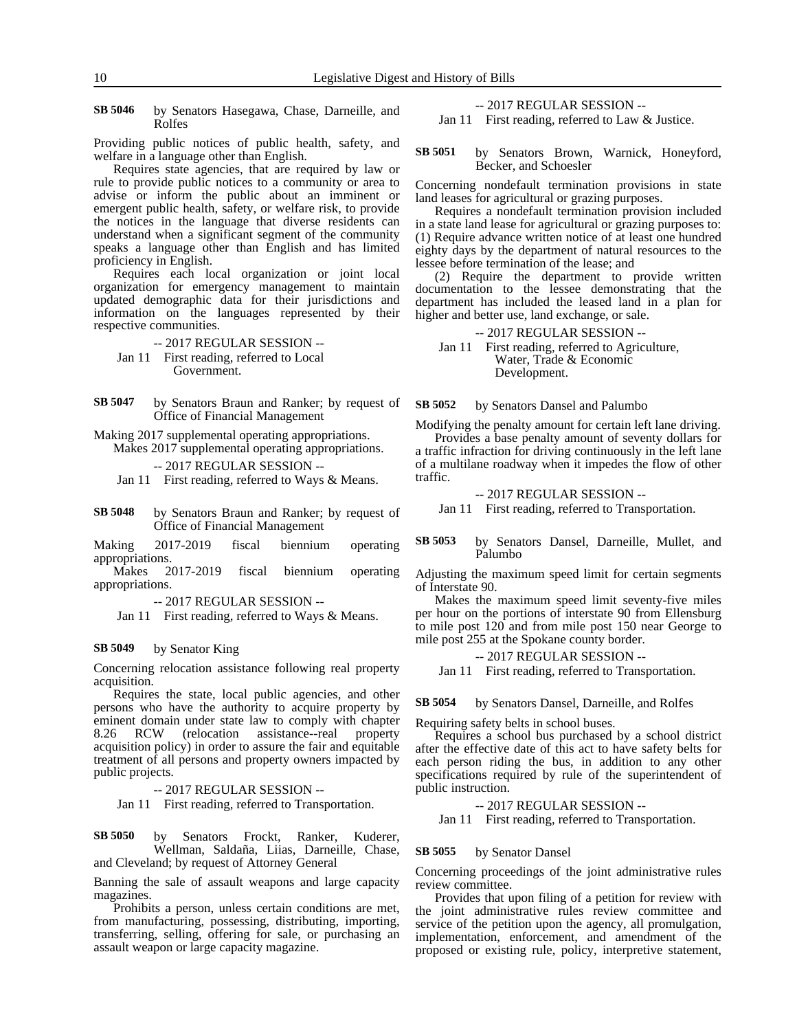**SB 5046** by Senators Hasegawa, Chase, Darneille, and Rolfes

Providing public notices of public health, safety, and welfare in a language other than English.

Requires state agencies, that are required by law or rule to provide public notices to a community or area to advise or inform the public about an imminent or emergent public health, safety, or welfare risk, to provide the notices in the language that diverse residents can understand when a significant segment of the community speaks a language other than English and has limited proficiency in English.

Requires each local organization or joint local organization for emergency management to maintain updated demographic data for their jurisdictions and information on the languages represented by their respective communities.

-- 2017 REGULAR SESSION --

Jan 11 First reading, referred to Local Government.

**SB 5047** by Senators Braun and Ranker; by request of Office of Financial Management

Making 2017 supplemental operating appropriations.

Makes 2017 supplemental operating appropriations.

-- 2017 REGULAR SESSION --

Jan 11 First reading, referred to Ways & Means.

**SB 5048** by Senators Braun and Ranker; by request of Office of Financial Management

Making 2017-2019 fiscal biennium operating appropriations.

Makes 2017-2019 fiscal biennium operating appropriations.

-- 2017 REGULAR SESSION --

Jan 11 First reading, referred to Ways & Means.

**SB 5049** by Senator King

Concerning relocation assistance following real property acquisition.

Requires the state, local public agencies, and other persons who have the authority to acquire property by eminent domain under state law to comply with chapter 8.26 RCW (relocation assistance--real property acquisition policy) in order to assure the fair and equitable treatment of all persons and property owners impacted by public projects.

-- 2017 REGULAR SESSION --

Jan 11 First reading, referred to Transportation.

**SB 5050** by Senators Frockt, Ranker, Kuderer, Wellman, Saldaña, Liias, Darneille, Chase, and Cleveland; by request of Attorney General

Banning the sale of assault weapons and large capacity magazines.

Prohibits a person, unless certain conditions are met, from manufacturing, possessing, distributing, importing, transferring, selling, offering for sale, or purchasing an assault weapon or large capacity magazine.

-- 2017 REGULAR SESSION --

Jan 11 First reading, referred to Law & Justice.

**SB 5051** by Senators Brown, Warnick, Honeyford, Becker, and Schoesler

Concerning nondefault termination provisions in state land leases for agricultural or grazing purposes.

Requires a nondefault termination provision included in a state land lease for agricultural or grazing purposes to: (1) Require advance written notice of at least one hundred eighty days by the department of natural resources to the lessee before termination of the lease; and

(2) Require the department to provide written documentation to the lessee demonstrating that the department has included the leased land in a plan for higher and better use, land exchange, or sale.

-- 2017 REGULAR SESSION --

Jan 11 First reading, referred to Agriculture, Water, Trade & Economic Development.

**SB 5052** by Senators Dansel and Palumbo

Modifying the penalty amount for certain left lane driving.

Provides a base penalty amount of seventy dollars for a traffic infraction for driving continuously in the left lane of a multilane roadway when it impedes the flow of other traffic.

-- 2017 REGULAR SESSION --

Jan 11 First reading, referred to Transportation.

**SB 5053** by Senators Dansel, Darneille, Mullet, and Palumbo

Adjusting the maximum speed limit for certain segments of Interstate 90.

Makes the maximum speed limit seventy-five miles per hour on the portions of interstate 90 from Ellensburg to mile post 120 and from mile post 150 near George to mile post 255 at the Spokane county border.

-- 2017 REGULAR SESSION --

Jan 11 First reading, referred to Transportation.

**SB 5054** by Senators Dansel, Darneille, and Rolfes

Requiring safety belts in school buses.

Requires a school bus purchased by a school district after the effective date of this act to have safety belts for each person riding the bus, in addition to any other specifications required by rule of the superintendent of public instruction.

-- 2017 REGULAR SESSION --

Jan 11 First reading, referred to Transportation.

**SB 5055** by Senator Dansel

Concerning proceedings of the joint administrative rules review committee.

Provides that upon filing of a petition for review with the joint administrative rules review committee and service of the petition upon the agency, all promulgation, implementation, enforcement, and amendment of the proposed or existing rule, policy, interpretive statement,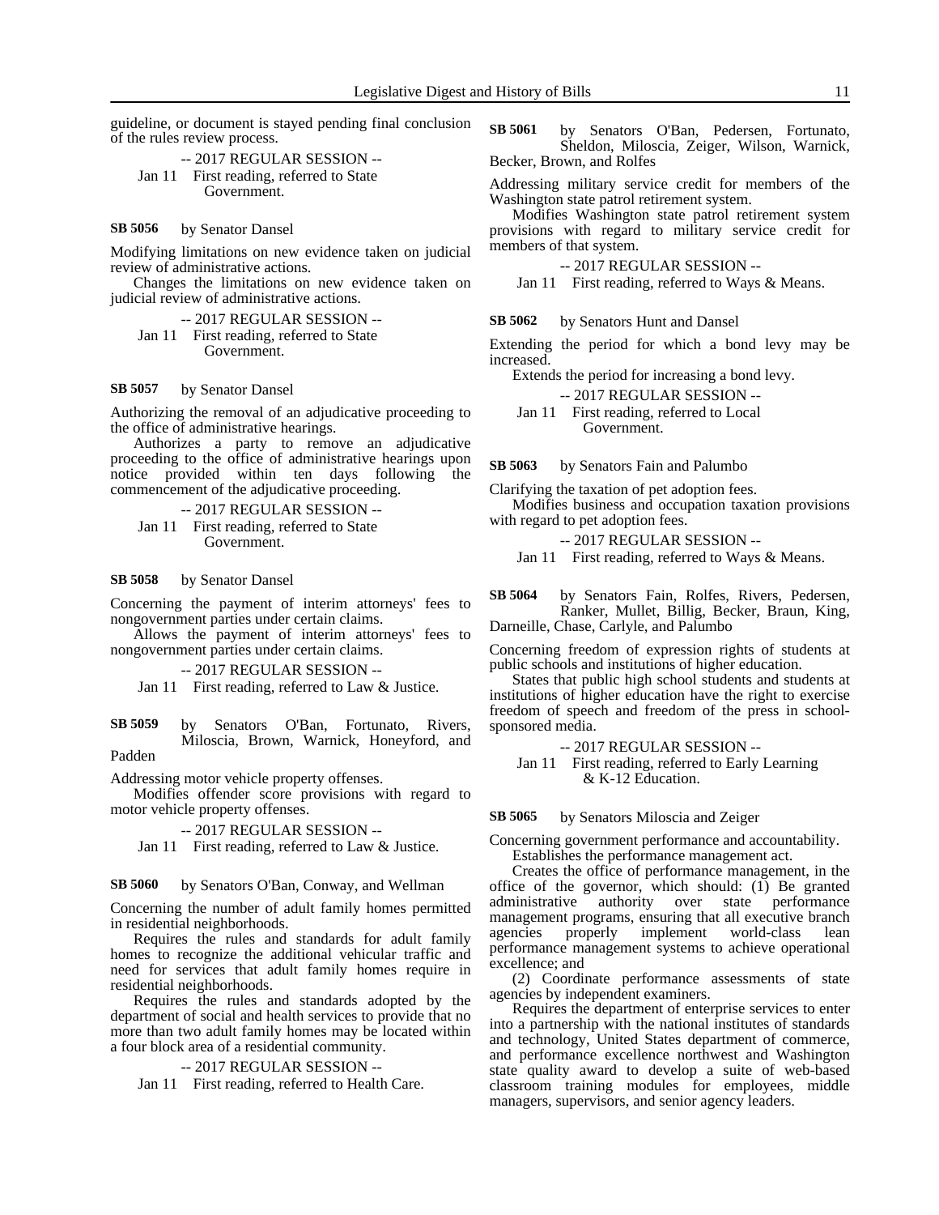guideline, or document is stayed pending final conclusion of the rules review process.

-- 2017 REGULAR SESSION --

Jan 11 First reading, referred to State Government.

**SB 5056** by Senator Dansel

Modifying limitations on new evidence taken on judicial review of administrative actions.

Changes the limitations on new evidence taken on judicial review of administrative actions.

-- 2017 REGULAR SESSION --

Jan 11 First reading, referred to State Government.

**SB 5057** by Senator Dansel

Authorizing the removal of an adjudicative proceeding to the office of administrative hearings.

Authorizes a party to remove an adjudicative proceeding to the office of administrative hearings upon notice provided within ten days following the commencement of the adjudicative proceeding.

-- 2017 REGULAR SESSION --

Jan 11 First reading, referred to State Government.

**SB 5058** by Senator Dansel

Concerning the payment of interim attorneys' fees to nongovernment parties under certain claims.

Allows the payment of interim attorneys' fees to nongovernment parties under certain claims.

-- 2017 REGULAR SESSION --

Jan 11 First reading, referred to Law & Justice.

**SB 5059** by Senators O'Ban, Fortunato, Rivers, Miloscia, Brown, Warnick, Honeyford, and Padden

Addressing motor vehicle property offenses.

Modifies offender score provisions with regard to motor vehicle property offenses.

-- 2017 REGULAR SESSION --

Jan 11 First reading, referred to Law & Justice.

**SB 5060** by Senators O'Ban, Conway, and Wellman

Concerning the number of adult family homes permitted in residential neighborhoods.

Requires the rules and standards for adult family homes to recognize the additional vehicular traffic and need for services that adult family homes require in residential neighborhoods.

Requires the rules and standards adopted by the department of social and health services to provide that no more than two adult family homes may be located within a four block area of a residential community.

-- 2017 REGULAR SESSION --

Jan 11 First reading, referred to Health Care.

**SB 5061** by Senators O'Ban, Pedersen, Fortunato, Sheldon, Miloscia, Zeiger, Wilson, Warnick, Becker, Brown, and Rolfes

Addressing military service credit for members of the Washington state patrol retirement system.

Modifies Washington state patrol retirement system provisions with regard to military service credit for members of that system.

-- 2017 REGULAR SESSION --

Jan 11 First reading, referred to Ways & Means.

**SB 5062** by Senators Hunt and Dansel

Extending the period for which a bond levy may be increased.

Extends the period for increasing a bond levy.

-- 2017 REGULAR SESSION --

Jan 11 First reading, referred to Local Government.

**SB 5063** by Senators Fain and Palumbo

Clarifying the taxation of pet adoption fees.

Modifies business and occupation taxation provisions with regard to pet adoption fees.

-- 2017 REGULAR SESSION --

Jan 11 First reading, referred to Ways & Means.

**SB 5064** by Senators Fain, Rolfes, Rivers, Pedersen, Ranker, Mullet, Billig, Becker, Braun, King, Darneille, Chase, Carlyle, and Palumbo

Concerning freedom of expression rights of students at public schools and institutions of higher education.

States that public high school students and students at institutions of higher education have the right to exercise freedom of speech and freedom of the press in school-sponsored media.

-- 2017 REGULAR SESSION --

Jan 11 First reading, referred to Early Learning & K-12 Education.

**SB 5065** by Senators Miloscia and Zeiger

Concerning government performance and accountability.

Establishes the performance management act.

Creates the office of performance management, in the office of the governor, which should: (1) Be granted administrative authority over state performance management programs, ensuring that all executive branch agencies properly implement world-class lean performance management systems to achieve operational excellence; and

(2) Coordinate performance assessments of state agencies by independent examiners.

Requires the department of enterprise services to enter into a partnership with the national institutes of standards and technology, United States department of commerce, and performance excellence northwest and Washington state quality award to develop a suite of web-based classroom training modules for employees, middle managers, supervisors, and senior agency leaders.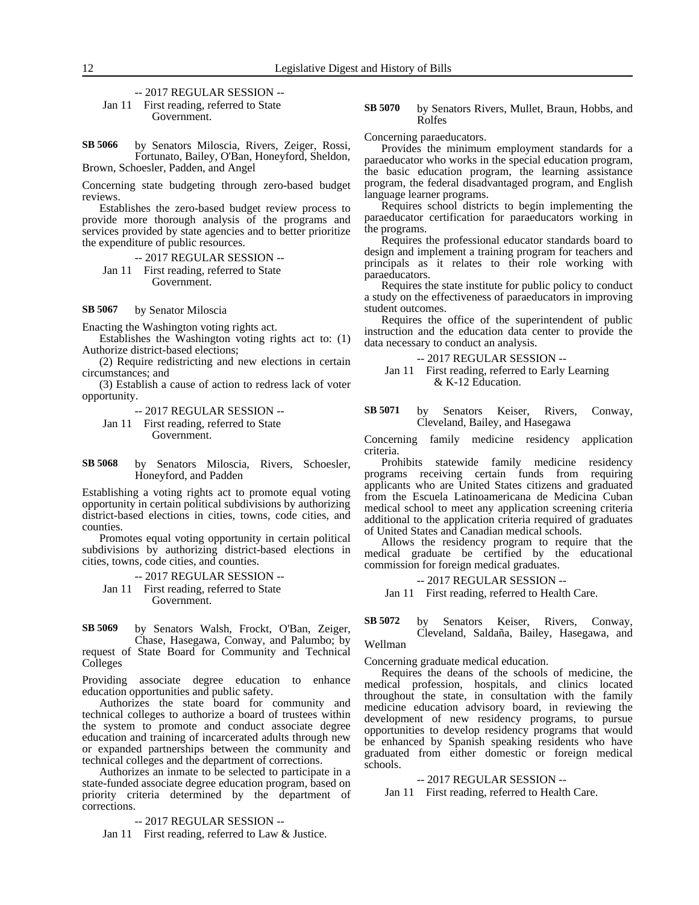-- 2017 REGULAR SESSION --

Jan 11 First reading, referred to State Government.

**SB 5066** by Senators Miloscia, Rivers, Zeiger, Rossi, Fortunato, Bailey, O'Ban, Honeyford, Sheldon, Brown, Schoesler, Padden, and Angel

Concerning state budgeting through zero-based budget reviews.

Establishes the zero-based budget review process to provide more thorough analysis of the programs and services provided by state agencies and to better prioritize the expenditure of public resources.

-- 2017 REGULAR SESSION --

Jan 11 First reading, referred to State Government.

**SB 5067** by Senator Miloscia

Enacting the Washington voting rights act.

Establishes the Washington voting rights act to: (1) Authorize district-based elections;

(2) Require redistricting and new elections in certain circumstances; and

(3) Establish a cause of action to redress lack of voter opportunity.

-- 2017 REGULAR SESSION --

Jan 11 First reading, referred to State Government.

**SB 5068** by Senators Miloscia, Rivers, Schoesler, Honeyford, and Padden

Establishing a voting rights act to promote equal voting opportunity in certain political subdivisions by authorizing district-based elections in cities, towns, code cities, and counties.

Promotes equal voting opportunity in certain political subdivisions by authorizing district-based elections in cities, towns, code cities, and counties.

-- 2017 REGULAR SESSION --

Jan 11 First reading, referred to State Government.

**SB 5069** by Senators Walsh, Frockt, O'Ban, Zeiger, Chase, Hasegawa, Conway, and Palumbo; by request of State Board for Community and Technical Colleges

Providing associate degree education to enhance education opportunities and public safety.

Authorizes the state board for community and technical colleges to authorize a board of trustees within the system to promote and conduct associate degree education and training of incarcerated adults through new or expanded partnerships between the community and technical colleges and the department of corrections.

Authorizes an inmate to be selected to participate in a state-funded associate degree education program, based on priority criteria determined by the department of corrections.

-- 2017 REGULAR SESSION --

Jan 11 First reading, referred to Law & Justice.

**SB 5070** by Senators Rivers, Mullet, Braun, Hobbs, and Rolfes

Concerning paraeducators.

Provides the minimum employment standards for a paraeducator who works in the special education program, the basic education program, the learning assistance program, the federal disadvantaged program, and English language learner programs.

Requires school districts to begin implementing the paraeducator certification for paraeducators working in the programs.

Requires the professional educator standards board to design and implement a training program for teachers and principals as it relates to their role working with paraeducators.

Requires the state institute for public policy to conduct a study on the effectiveness of paraeducators in improving student outcomes.

Requires the office of the superintendent of public instruction and the education data center to provide the data necessary to conduct an analysis.

-- 2017 REGULAR SESSION --

Jan 11 First reading, referred to Early Learning & K-12 Education.

**SB 5071** by Senators Keiser, Rivers, Conway, Cleveland, Bailey, and Hasegawa

Concerning family medicine residency application criteria.

Prohibits statewide family medicine residency programs receiving certain funds from requiring applicants who are United States citizens and graduated from the Escuela Latinoamericana de Medicina Cuban medical school to meet any application screening criteria additional to the application criteria required of graduates of United States and Canadian medical schools.

Allows the residency program to require that the medical graduate be certified by the educational commission for foreign medical graduates.

-- 2017 REGULAR SESSION --

Jan 11 First reading, referred to Health Care.

**SB 5072** by Senators Keiser, Rivers, Conway, Cleveland, Saldaña, Bailey, Hasegawa, and Wellman

Concerning graduate medical education.

Requires the deans of the schools of medicine, the medical profession, hospitals, and clinics located throughout the state, in consultation with the family medicine education advisory board, in reviewing the development of new residency programs, to pursue opportunities to develop residency programs that would be enhanced by Spanish speaking residents who have graduated from either domestic or foreign medical schools.

-- 2017 REGULAR SESSION --

Jan 11 First reading, referred to Health Care.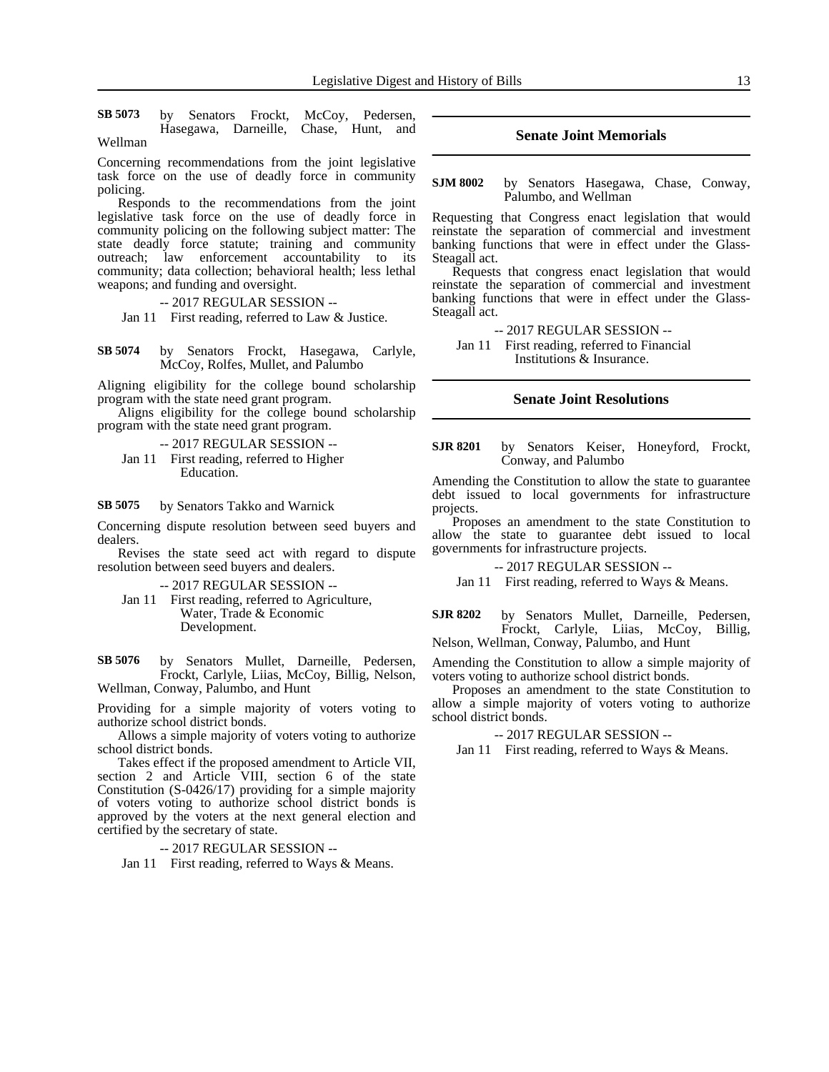**SB 5073** by Senators Frockt, McCoy, Pedersen, Hasegawa, Darneille, Chase, Hunt, and Wellman

Concerning recommendations from the joint legislative task force on the use of deadly force in community policing.

Responds to the recommendations from the joint legislative task force on the use of deadly force in community policing on the following subject matter: The state deadly force statute; training and community outreach; law enforcement accountability to its community; data collection; behavioral health; less lethal weapons; and funding and oversight.

-- 2017 REGULAR SESSION --

Jan 11 First reading, referred to Law & Justice.

**SB 5074** by Senators Frockt, Hasegawa, Carlyle, McCoy, Rolfes, Mullet, and Palumbo

Aligning eligibility for the college bound scholarship program with the state need grant program.

Aligns eligibility for the college bound scholarship program with the state need grant program.

-- 2017 REGULAR SESSION --

Jan 11 First reading, referred to Higher Education.

**SB 5075** by Senators Takko and Warnick

Concerning dispute resolution between seed buyers and dealers.

Revises the state seed act with regard to dispute resolution between seed buyers and dealers.

-- 2017 REGULAR SESSION --

Jan 11 First reading, referred to Agriculture, Water, Trade & Economic Development.

**SB 5076** by Senators Mullet, Darneille, Pedersen, Frockt, Carlyle, Liias, McCoy, Billig, Nelson, Wellman, Conway, Palumbo, and Hunt

Providing for a simple majority of voters voting to authorize school district bonds.

Allows a simple majority of voters voting to authorize school district bonds.

Takes effect if the proposed amendment to Article VII, section 2 and Article VIII, section 6 of the state Constitution (S-0426/17) providing for a simple majority of voters voting to authorize school district bonds is approved by the voters at the next general election and certified by the secretary of state.

-- 2017 REGULAR SESSION --

Jan 11 First reading, referred to Ways & Means.

## Senate Joint Memorials

**SJM 8002** by Senators Hasegawa, Chase, Conway, Palumbo, and Wellman

Requesting that Congress enact legislation that would reinstate the separation of commercial and investment banking functions that were in effect under the Glass-Steagall act.

Requests that congress enact legislation that would reinstate the separation of commercial and investment banking functions that were in effect under the Glass-Steagall act.

-- 2017 REGULAR SESSION --

Jan 11 First reading, referred to Financial Institutions & Insurance.

## Senate Joint Resolutions

**SJR 8201** by Senators Keiser, Honeyford, Frockt, Conway, and Palumbo

Amending the Constitution to allow the state to guarantee debt issued to local governments for infrastructure projects.

Proposes an amendment to the state Constitution to allow the state to guarantee debt issued to local governments for infrastructure projects.

-- 2017 REGULAR SESSION --

Jan 11 First reading, referred to Ways & Means.

**SJR 8202** by Senators Mullet, Darneille, Pedersen, Frockt, Carlyle, Liias, McCoy, Billig, Nelson, Wellman, Conway, Palumbo, and Hunt

Amending the Constitution to allow a simple majority of voters voting to authorize school district bonds.

Proposes an amendment to the state Constitution to allow a simple majority of voters voting to authorize school district bonds.

-- 2017 REGULAR SESSION --

Jan 11 First reading, referred to Ways & Means.